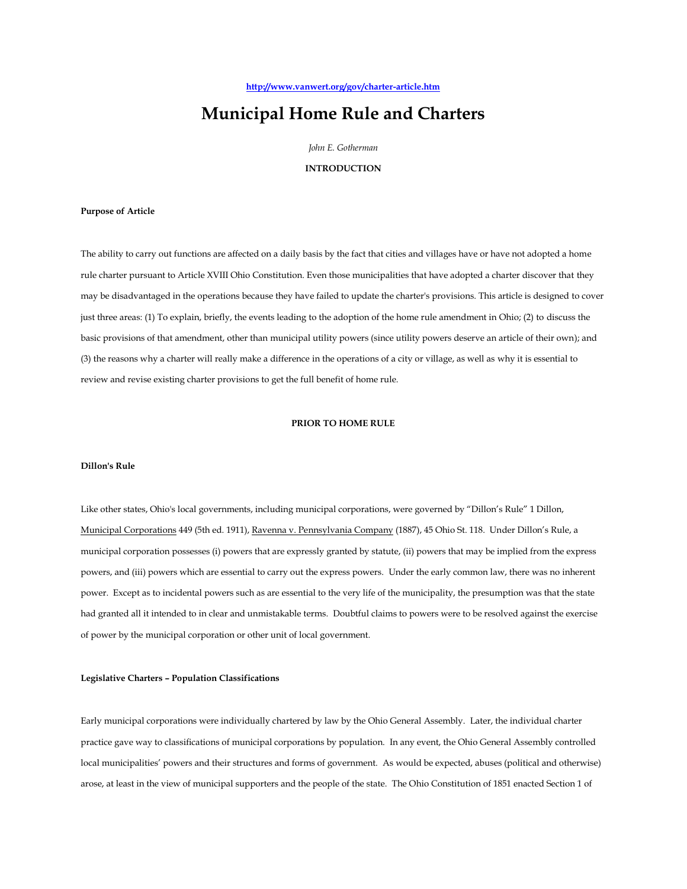http://www.vanwert.org/gov/charter-article.htm

# Municipal Home Rule and Charters

*John E. Gotherman*

**INTRODUCTION**

**Purpose of Article**

The ability to carry out functions are affected on a daily basis by the fact that cities and villages have or have not adopted a home rule charter pursuant to Article XVIII Ohio Constitution. Even those municipalities that have adopted a charter discover that they may be disadvantaged in the operations because they have failed to update the charter's provisions. This article is designed to cover just three areas: (1) To explain, briefly, the events leading to the adoption of the home rule amendment in Ohio; (2) to discuss the basic provisions of that amendment, other than municipal utility powers (since utility powers deserve an article of their own); and (3) the reasons why a charter will really make a difference in the operations of a city or village, as well as why it is essential to review and revise existing charter provisions to get the full benefit of home rule.

**PRIOR TO HOME RULE**

**Dillon's Rule**

Like other states, Ohio's local governments, including municipal corporations, were governed by "Dillon's Rule" 1 Dillon, Municipal Corporations 449 (5th ed. 1911), Ravenna v. Pennsylvania Company (1887), 45 Ohio St. 118. Under Dillon's Rule, a municipal corporation possesses (i) powers that are expressly granted by statute, (ii) powers that may be implied from the express powers, and (iii) powers which are essential to carry out the express powers. Under the early common law, there was no inherent power. Except as to incidental powers such as are essential to the very life of the municipality, the presumption was that the state had granted all it intended to in clear and unmistakable terms. Doubtful claims to powers were to be resolved against the exercise of power by the municipal corporation or other unit of local government.

**Legislative Charters – Population Classifications**

Early municipal corporations were individually chartered by law by the Ohio General Assembly. Later, the individual charter practice gave way to classifications of municipal corporations by population. In any event, the Ohio General Assembly controlled local municipalities' powers and their structures and forms of government. As would be expected, abuses (political and otherwise) arose, at least in the view of municipal supporters and the people of the state. The Ohio Constitution of 1851 enacted Section 1 of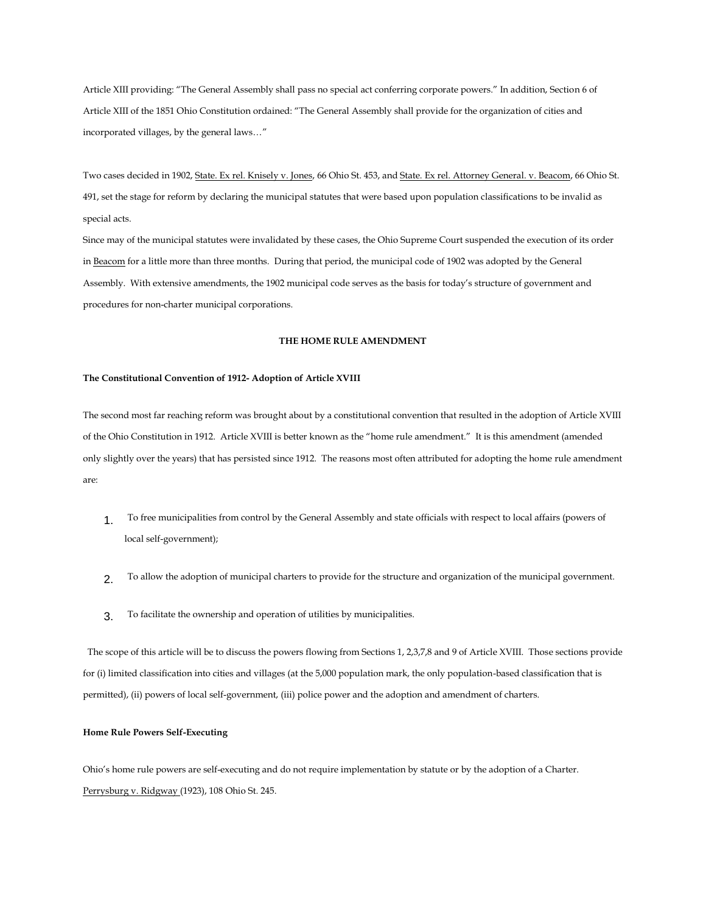Article XIII providing: "The General Assembly shall pass no special act conferring corporate powers." In addition, Section 6 of Article XIII of the 1851 Ohio Constitution ordained: "The General Assembly shall provide for the organization of cities and incorporated villages, by the general laws…"

Two cases decided in 1902, State. Ex rel. Knisely v. Jones, 66 Ohio St. 453, and State. Ex rel. Attorney General. v. Beacom, 66 Ohio St. 491, set the stage for reform by declaring the municipal statutes that were based upon population classifications to be invalid as special acts.

Since may of the municipal statutes were invalidated by these cases, the Ohio Supreme Court suspended the execution of its order in Beacom for a little more than three months. During that period, the municipal code of 1902 was adopted by the General Assembly. With extensive amendments, the 1902 municipal code serves as the basis for today's structure of government and procedures for non-charter municipal corporations.

## THE HOME RULE AMENDMENT

### The Constitutional Convention of 1912- Adoption of Article XVIII

The second most far reaching reform was brought about by a constitutional convention that resulted in the adoption of Article XVIII of the Ohio Constitution in 1912. Article XVIII is better known as the "home rule amendment." It is this amendment (amended only slightly over the years) that has persisted since 1912. The reasons most often attributed for adopting the home rule amendment are:

1. To free municipalities from control by the General Assembly and state officials with respect to local affairs (powers of local self-government);
2. To allow the adoption of municipal charters to provide for the structure and organization of the municipal government.
3. To facilitate the ownership and operation of utilities by municipalities.

The scope of this article will be to discuss the powers flowing from Sections 1, 2,3,7,8 and 9 of Article XVIII. Those sections provide for (i) limited classification into cities and villages (at the 5,000 population mark, the only population-based classification that is permitted), (ii) powers of local self-government, (iii) police power and the adoption and amendment of charters.

### Home Rule Powers Self-Executing

Ohio's home rule powers are self-executing and do not require implementation by statute or by the adoption of a Charter. Perrysburg v. Ridgway (1923), 108 Ohio St. 245.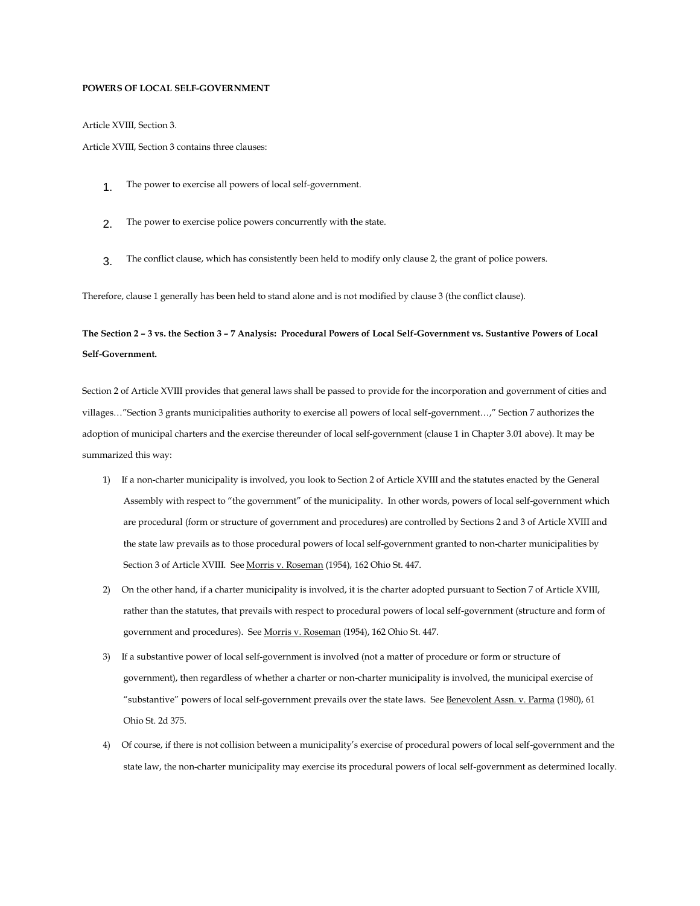**POWERS OF LOCAL SELF-GOVERNMENT**

Article XVIII, Section 3.

Article XVIII, Section 3 contains three clauses:

1. The power to exercise all powers of local self-government.

2. The power to exercise police powers concurrently with the state.

3. The conflict clause, which has consistently been held to modify only clause 2, the grant of police powers.

Therefore, clause 1 generally has been held to stand alone and is not modified by clause 3 (the conflict clause).

**The Section 2 – 3 vs. the Section 3 – 7 Analysis: Procedural Powers of Local Self-Government vs. Sustantive Powers of Local Self-Government.**

Section 2 of Article XVIII provides that general laws shall be passed to provide for the incorporation and government of cities and villages…"Section 3 grants municipalities authority to exercise all powers of local self-government…," Section 7 authorizes the adoption of municipal charters and the exercise thereunder of local self-government (clause 1 in Chapter 3.01 above). It may be summarized this way:

1) If a non-charter municipality is involved, you look to Section 2 of Article XVIII and the statutes enacted by the General Assembly with respect to "the government" of the municipality. In other words, powers of local self-government which are procedural (form or structure of government and procedures) are controlled by Sections 2 and 3 of Article XVIII and the state law prevails as to those procedural powers of local self-government granted to non-charter municipalities by Section 3 of Article XVIII. See Morris v. Roseman (1954), 162 Ohio St. 447.

2) On the other hand, if a charter municipality is involved, it is the charter adopted pursuant to Section 7 of Article XVIII, rather than the statutes, that prevails with respect to procedural powers of local self-government (structure and form of government and procedures). See Morris v. Roseman (1954), 162 Ohio St. 447.

3) If a substantive power of local self-government is involved (not a matter of procedure or form or structure of government), then regardless of whether a charter or non-charter municipality is involved, the municipal exercise of "substantive" powers of local self-government prevails over the state laws. See Benevolent Assn. v. Parma (1980), 61 Ohio St. 2d 375.

4) Of course, if there is not collision between a municipality's exercise of procedural powers of local self-government and the state law, the non-charter municipality may exercise its procedural powers of local self-government as determined locally.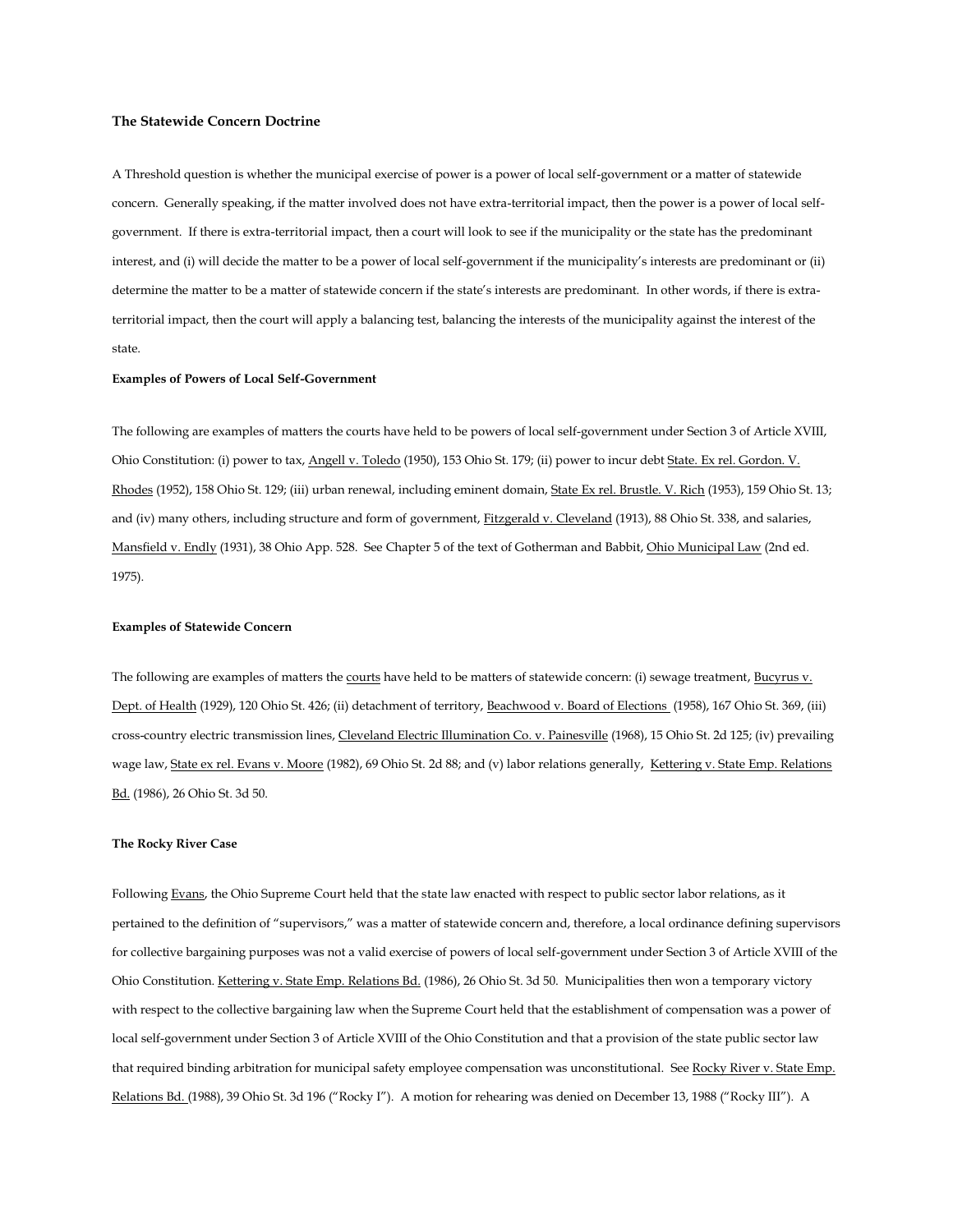### The Statewide Concern Doctrine

A Threshold question is whether the municipal exercise of power is a power of local self-government or a matter of statewide concern. Generally speaking, if the matter involved does not have extra-territorial impact, then the power is a power of local self-government. If there is extra-territorial impact, then a court will look to see if the municipality or the state has the predominant interest, and (i) will decide the matter to be a power of local self-government if the municipality's interests are predominant or (ii) determine the matter to be a matter of statewide concern if the state's interests are predominant. In other words, if there is extra-territorial impact, then the court will apply a balancing test, balancing the interests of the municipality against the interest of the state.

#### Examples of Powers of Local Self-Government

The following are examples of matters the courts have held to be powers of local self-government under Section 3 of Article XVIII, Ohio Constitution: (i) power to tax, Angell v. Toledo (1950), 153 Ohio St. 179; (ii) power to incur debt State. Ex rel. Gordon. V. Rhodes (1952), 158 Ohio St. 129; (iii) urban renewal, including eminent domain, State Ex rel. Brustle. V. Rich (1953), 159 Ohio St. 13; and (iv) many others, including structure and form of government, Fitzgerald v. Cleveland (1913), 88 Ohio St. 338, and salaries, Mansfield v. Endly (1931), 38 Ohio App. 528. See Chapter 5 of the text of Gotherman and Babbit, Ohio Municipal Law (2nd ed. 1975).

#### Examples of Statewide Concern

The following are examples of matters the courts have held to be matters of statewide concern: (i) sewage treatment, Bucyrus v. Dept. of Health (1929), 120 Ohio St. 426; (ii) detachment of territory, Beachwood v. Board of Elections (1958), 167 Ohio St. 369, (iii) cross-country electric transmission lines, Cleveland Electric Illumination Co. v. Painesville (1968), 15 Ohio St. 2d 125; (iv) prevailing wage law, State ex rel. Evans v. Moore (1982), 69 Ohio St. 2d 88; and (v) labor relations generally, Kettering v. State Emp. Relations Bd. (1986), 26 Ohio St. 3d 50.

#### The Rocky River Case

Following Evans, the Ohio Supreme Court held that the state law enacted with respect to public sector labor relations, as it pertained to the definition of "supervisors," was a matter of statewide concern and, therefore, a local ordinance defining supervisors for collective bargaining purposes was not a valid exercise of powers of local self-government under Section 3 of Article XVIII of the Ohio Constitution. Kettering v. State Emp. Relations Bd. (1986), 26 Ohio St. 3d 50. Municipalities then won a temporary victory with respect to the collective bargaining law when the Supreme Court held that the establishment of compensation was a power of local self-government under Section 3 of Article XVIII of the Ohio Constitution and that a provision of the state public sector law that required binding arbitration for municipal safety employee compensation was unconstitutional. See Rocky River v. State Emp. Relations Bd. (1988), 39 Ohio St. 3d 196 ("Rocky I"). A motion for rehearing was denied on December 13, 1988 ("Rocky III"). A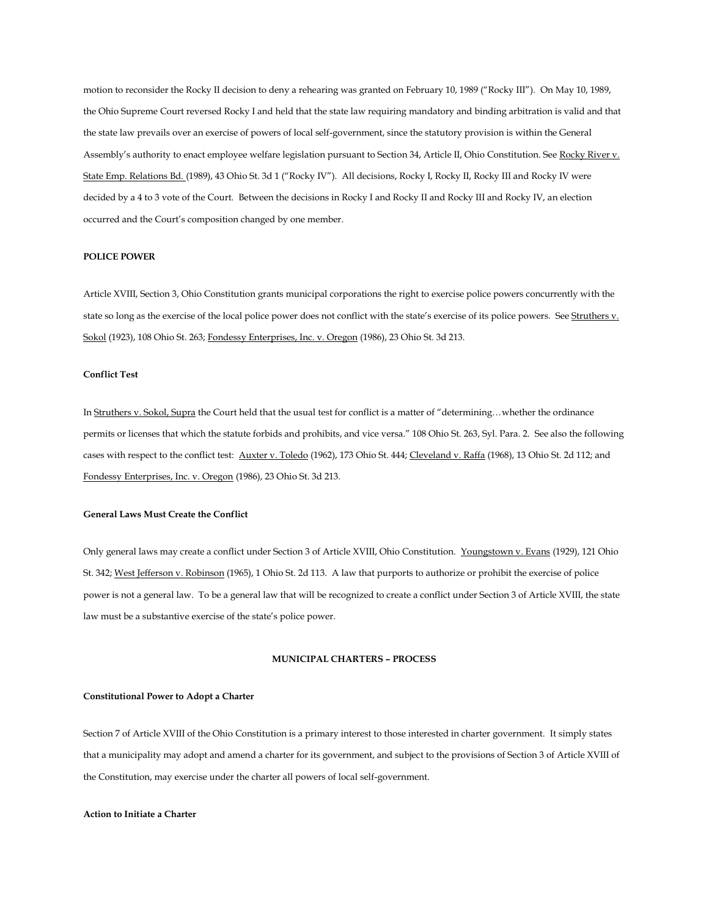motion to reconsider the Rocky II decision to deny a rehearing was granted on February 10, 1989 ("Rocky III"). On May 10, 1989, the Ohio Supreme Court reversed Rocky I and held that the state law requiring mandatory and binding arbitration is valid and that the state law prevails over an exercise of powers of local self-government, since the statutory provision is within the General Assembly's authority to enact employee welfare legislation pursuant to Section 34, Article II, Ohio Constitution. See Rocky River v. State Emp. Relations Bd. (1989), 43 Ohio St. 3d 1 ("Rocky IV"). All decisions, Rocky I, Rocky II, Rocky III and Rocky IV were decided by a 4 to 3 vote of the Court. Between the decisions in Rocky I and Rocky II and Rocky III and Rocky IV, an election occurred and the Court's composition changed by one member.

**POLICE POWER**

Article XVIII, Section 3, Ohio Constitution grants municipal corporations the right to exercise police powers concurrently with the state so long as the exercise of the local police power does not conflict with the state's exercise of its police powers. See Struthers v. Sokol (1923), 108 Ohio St. 263; Fondessy Enterprises, Inc. v. Oregon (1986), 23 Ohio St. 3d 213.

**Conflict Test**

In Struthers v. Sokol, Supra the Court held that the usual test for conflict is a matter of "determining…whether the ordinance permits or licenses that which the statute forbids and prohibits, and vice versa." 108 Ohio St. 263, Syl. Para. 2. See also the following cases with respect to the conflict test: Auxter v. Toledo (1962), 173 Ohio St. 444; Cleveland v. Raffa (1968), 13 Ohio St. 2d 112; and Fondessy Enterprises, Inc. v. Oregon (1986), 23 Ohio St. 3d 213.

**General Laws Must Create the Conflict**

Only general laws may create a conflict under Section 3 of Article XVIII, Ohio Constitution. Youngstown v. Evans (1929), 121 Ohio St. 342; West Jefferson v. Robinson (1965), 1 Ohio St. 2d 113. A law that purports to authorize or prohibit the exercise of police power is not a general law. To be a general law that will be recognized to create a conflict under Section 3 of Article XVIII, the state law must be a substantive exercise of the state's police power.

## MUNICIPAL CHARTERS – PROCESS

**Constitutional Power to Adopt a Charter**

Section 7 of Article XVIII of the Ohio Constitution is a primary interest to those interested in charter government. It simply states that a municipality may adopt and amend a charter for its government, and subject to the provisions of Section 3 of Article XVIII of the Constitution, may exercise under the charter all powers of local self-government.

**Action to Initiate a Charter**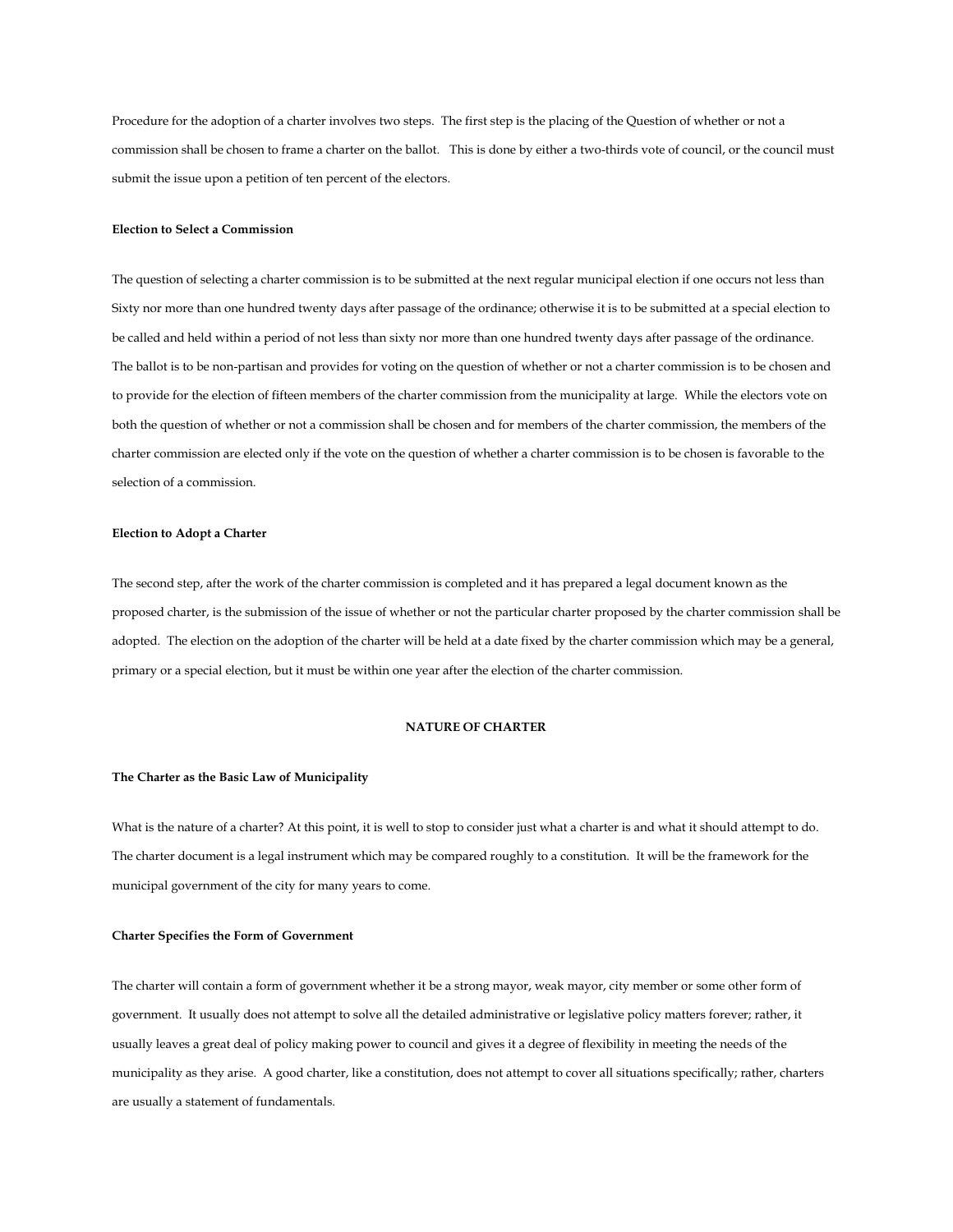Procedure for the adoption of a charter involves two steps. The first step is the placing of the Question of whether or not a commission shall be chosen to frame a charter on the ballot. This is done by either a two-thirds vote of council, or the council must submit the issue upon a petition of ten percent of the electors.

**Election to Select a Commission**

The question of selecting a charter commission is to be submitted at the next regular municipal election if one occurs not less than Sixty nor more than one hundred twenty days after passage of the ordinance; otherwise it is to be submitted at a special election to be called and held within a period of not less than sixty nor more than one hundred twenty days after passage of the ordinance. The ballot is to be non-partisan and provides for voting on the question of whether or not a charter commission is to be chosen and to provide for the election of fifteen members of the charter commission from the municipality at large. While the electors vote on both the question of whether or not a commission shall be chosen and for members of the charter commission, the members of the charter commission are elected only if the vote on the question of whether a charter commission is to be chosen is favorable to the selection of a commission.

**Election to Adopt a Charter**

The second step, after the work of the charter commission is completed and it has prepared a legal document known as the proposed charter, is the submission of the issue of whether or not the particular charter proposed by the charter commission shall be adopted. The election on the adoption of the charter will be held at a date fixed by the charter commission which may be a general, primary or a special election, but it must be within one year after the election of the charter commission.

## NATURE OF CHARTER

**The Charter as the Basic Law of Municipality**

What is the nature of a charter? At this point, it is well to stop to consider just what a charter is and what it should attempt to do. The charter document is a legal instrument which may be compared roughly to a constitution. It will be the framework for the municipal government of the city for many years to come.

**Charter Specifies the Form of Government**

The charter will contain a form of government whether it be a strong mayor, weak mayor, city member or some other form of government. It usually does not attempt to solve all the detailed administrative or legislative policy matters forever; rather, it usually leaves a great deal of policy making power to council and gives it a degree of flexibility in meeting the needs of the municipality as they arise. A good charter, like a constitution, does not attempt to cover all situations specifically; rather, charters are usually a statement of fundamentals.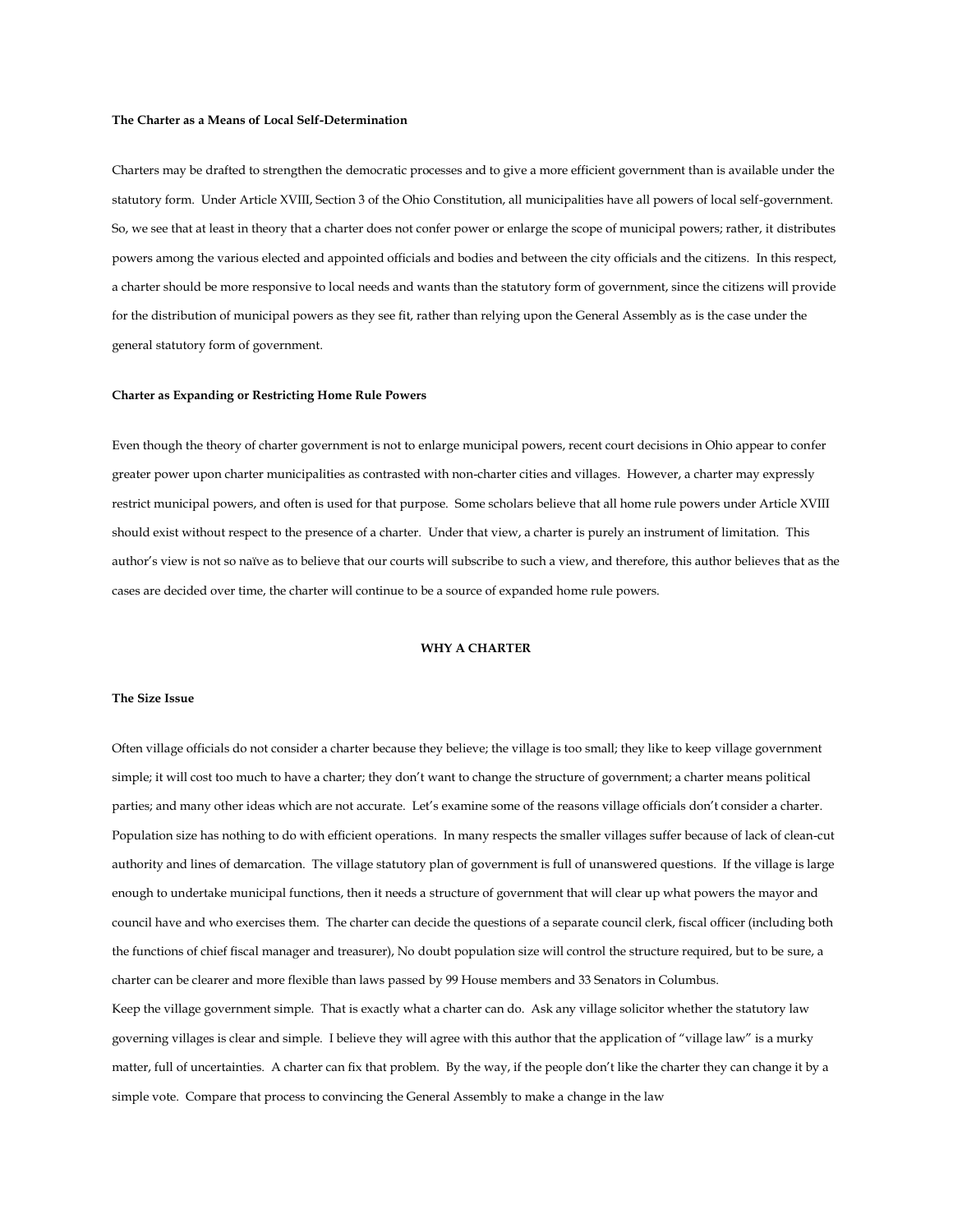**The Charter as a Means of Local Self-Determination**

Charters may be drafted to strengthen the democratic processes and to give a more efficient government than is available under the statutory form. Under Article XVIII, Section 3 of the Ohio Constitution, all municipalities have all powers of local self-government. So, we see that at least in theory that a charter does not confer power or enlarge the scope of municipal powers; rather, it distributes powers among the various elected and appointed officials and bodies and between the city officials and the citizens. In this respect, a charter should be more responsive to local needs and wants than the statutory form of government, since the citizens will provide for the distribution of municipal powers as they see fit, rather than relying upon the General Assembly as is the case under the general statutory form of government.

**Charter as Expanding or Restricting Home Rule Powers**

Even though the theory of charter government is not to enlarge municipal powers, recent court decisions in Ohio appear to confer greater power upon charter municipalities as contrasted with non-charter cities and villages. However, a charter may expressly restrict municipal powers, and often is used for that purpose. Some scholars believe that all home rule powers under Article XVIII should exist without respect to the presence of a charter. Under that view, a charter is purely an instrument of limitation. This author's view is not so naïve as to believe that our courts will subscribe to such a view, and therefore, this author believes that as the cases are decided over time, the charter will continue to be a source of expanded home rule powers.

## WHY A CHARTER

**The Size Issue**

Often village officials do not consider a charter because they believe; the village is too small; they like to keep village government simple; it will cost too much to have a charter; they don't want to change the structure of government; a charter means political parties; and many other ideas which are not accurate. Let's examine some of the reasons village officials don't consider a charter. Population size has nothing to do with efficient operations. In many respects the smaller villages suffer because of lack of clean-cut authority and lines of demarcation. The village statutory plan of government is full of unanswered questions. If the village is large enough to undertake municipal functions, then it needs a structure of government that will clear up what powers the mayor and council have and who exercises them. The charter can decide the questions of a separate council clerk, fiscal officer (including both the functions of chief fiscal manager and treasurer), No doubt population size will control the structure required, but to be sure, a charter can be clearer and more flexible than laws passed by 99 House members and 33 Senators in Columbus.

Keep the village government simple. That is exactly what a charter can do. Ask any village solicitor whether the statutory law governing villages is clear and simple. I believe they will agree with this author that the application of "village law" is a murky matter, full of uncertainties. A charter can fix that problem. By the way, if the people don't like the charter they can change it by a simple vote. Compare that process to convincing the General Assembly to make a change in the law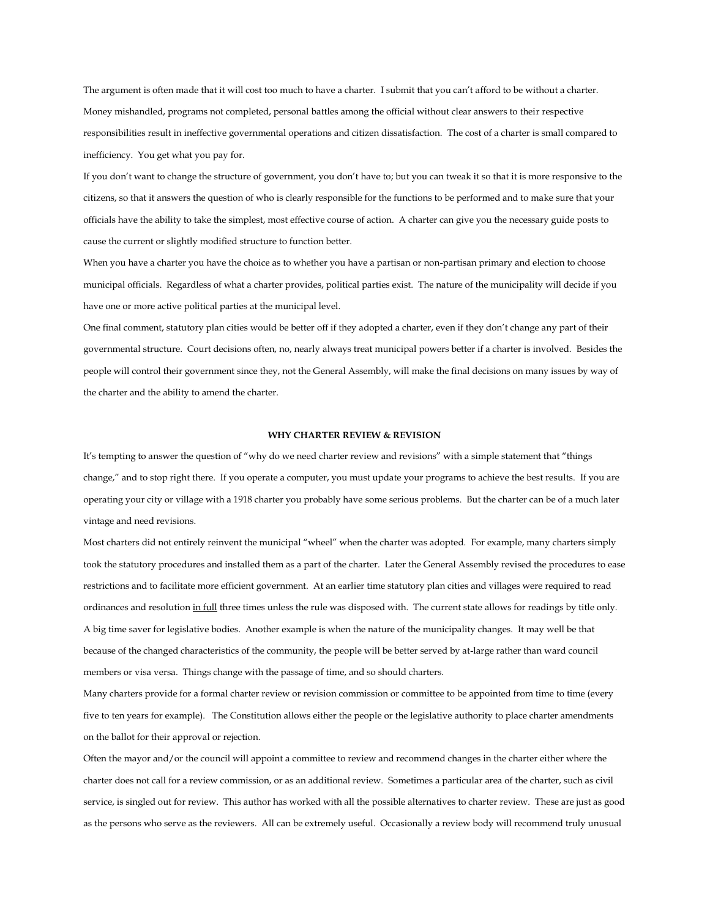The argument is often made that it will cost too much to have a charter. I submit that you can't afford to be without a charter. Money mishandled, programs not completed, personal battles among the official without clear answers to their respective responsibilities result in ineffective governmental operations and citizen dissatisfaction. The cost of a charter is small compared to inefficiency. You get what you pay for.

If you don't want to change the structure of government, you don't have to; but you can tweak it so that it is more responsive to the citizens, so that it answers the question of who is clearly responsible for the functions to be performed and to make sure that your officials have the ability to take the simplest, most effective course of action. A charter can give you the necessary guide posts to cause the current or slightly modified structure to function better.

When you have a charter you have the choice as to whether you have a partisan or non-partisan primary and election to choose municipal officials. Regardless of what a charter provides, political parties exist. The nature of the municipality will decide if you have one or more active political parties at the municipal level.

One final comment, statutory plan cities would be better off if they adopted a charter, even if they don't change any part of their governmental structure. Court decisions often, no, nearly always treat municipal powers better if a charter is involved. Besides the people will control their government since they, not the General Assembly, will make the final decisions on many issues by way of the charter and the ability to amend the charter.

**WHY CHARTER REVIEW & REVISION**

It's tempting to answer the question of "why do we need charter review and revisions" with a simple statement that "things change," and to stop right there. If you operate a computer, you must update your programs to achieve the best results. If you are operating your city or village with a 1918 charter you probably have some serious problems. But the charter can be of a much later vintage and need revisions.

Most charters did not entirely reinvent the municipal "wheel" when the charter was adopted. For example, many charters simply took the statutory procedures and installed them as a part of the charter. Later the General Assembly revised the procedures to ease restrictions and to facilitate more efficient government. At an earlier time statutory plan cities and villages were required to read ordinances and resolution <u>in full</u> three times unless the rule was disposed with. The current state allows for readings by title only. A big time saver for legislative bodies. Another example is when the nature of the municipality changes. It may well be that because of the changed characteristics of the community, the people will be better served by at-large rather than ward council members or visa versa. Things change with the passage of time, and so should charters.

Many charters provide for a formal charter review or revision commission or committee to be appointed from time to time (every five to ten years for example). The Constitution allows either the people or the legislative authority to place charter amendments on the ballot for their approval or rejection.

Often the mayor and/or the council will appoint a committee to review and recommend changes in the charter either where the charter does not call for a review commission, or as an additional review. Sometimes a particular area of the charter, such as civil service, is singled out for review. This author has worked with all the possible alternatives to charter review. These are just as good as the persons who serve as the reviewers. All can be extremely useful. Occasionally a review body will recommend truly unusual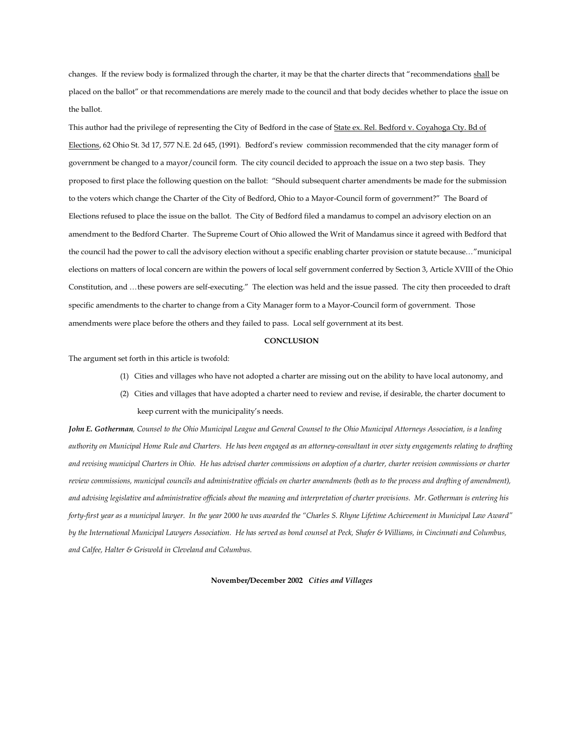changes. If the review body is formalized through the charter, it may be that the charter directs that "recommendations shall be placed on the ballot" or that recommendations are merely made to the council and that body decides whether to place the issue on the ballot.

This author had the privilege of representing the City of Bedford in the case of State ex. Rel. Bedford v. Coyahoga Cty. Bd of Elections, 62 Ohio St. 3d 17, 577 N.E. 2d 645, (1991). Bedford's review commission recommended that the city manager form of government be changed to a mayor/council form. The city council decided to approach the issue on a two step basis. They proposed to first place the following question on the ballot: "Should subsequent charter amendments be made for the submission to the voters which change the Charter of the City of Bedford, Ohio to a Mayor-Council form of government?" The Board of Elections refused to place the issue on the ballot. The City of Bedford filed a mandamus to compel an advisory election on an amendment to the Bedford Charter. The Supreme Court of Ohio allowed the Writ of Mandamus since it agreed with Bedford that the council had the power to call the advisory election without a specific enabling charter provision or statute because…"municipal elections on matters of local concern are within the powers of local self government conferred by Section 3, Article XVIII of the Ohio Constitution, and …these powers are self-executing." The election was held and the issue passed. The city then proceeded to draft specific amendments to the charter to change from a City Manager form to a Mayor-Council form of government. Those amendments were place before the others and they failed to pass. Local self government at its best.

**CONCLUSION**

The argument set forth in this article is twofold:

(1) Cities and villages who have not adopted a charter are missing out on the ability to have local autonomy, and

(2) Cities and villages that have adopted a charter need to review and revise, if desirable, the charter document to keep current with the municipality's needs.

***John E. Gotherman****, Counsel to the Ohio Municipal League and General Counsel to the Ohio Municipal Attorneys Association, is a leading authority on Municipal Home Rule and Charters. He has been engaged as an attorney-consultant in over sixty engagements relating to drafting and revising municipal Charters in Ohio. He has advised charter commissions on adoption of a charter, charter revision commissions or charter review commissions, municipal councils and administrative officials on charter amendments (both as to the process and drafting of amendment), and advising legislative and administrative officials about the meaning and interpretation of charter provisions. Mr. Gotherman is entering his forty-first year as a municipal lawyer. In the year 2000 he was awarded the "Charles S. Rhyne Lifetime Achievement in Municipal Law Award" by the International Municipal Lawyers Association. He has served as bond counsel at Peck, Shafer & Williams, in Cincinnati and Columbus, and Calfee, Halter & Griswold in Cleveland and Columbus.*

**November/December 2002** ***Cities and Villages***